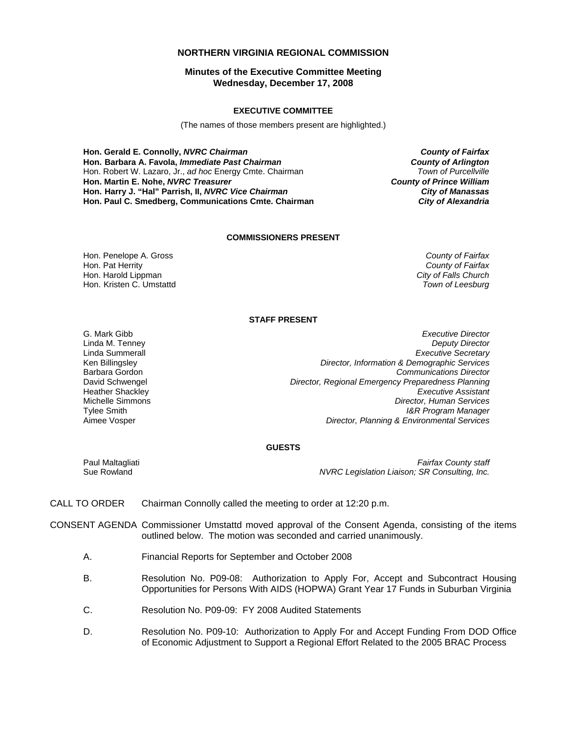**NORTHERN VIRGINIA REGIONAL COMMISSION**

**Minutes of the Executive Committee Meeting**
**Wednesday, December 17, 2008**

**EXECUTIVE COMMITTEE**

(The names of those members present are highlighted.)

| | |
|---|---|
| **Hon. Gerald E. Connolly, *NVRC Chairman*** | ***County of Fairfax*** |
| **Hon. Barbara A. Favola, *Immediate Past Chairman*** | ***County of Arlington*** |
| Hon. Robert W. Lazaro, Jr., *ad hoc* Energy Cmte. Chairman | *Town of Purcellville* |
| **Hon. Martin E. Nohe, *NVRC Treasurer*** | ***County of Prince William*** |
| **Hon. Harry J. "Hal" Parrish, II, *NVRC Vice Chairman*** | ***City of Manassas*** |
| **Hon. Paul C. Smedberg, Communications Cmte. Chairman** | ***City of Alexandria*** |

**COMMISSIONERS PRESENT**

| | |
|---|---|
| Hon. Penelope A. Gross | *County of Fairfax* |
| Hon. Pat Herrity | *County of Fairfax* |
| Hon. Harold Lippman | *City of Falls Church* |
| Hon. Kristen C. Umstattd | *Town of Leesburg* |

**STAFF PRESENT**

| | |
|---|---|
| G. Mark Gibb | *Executive Director* |
| Linda M. Tenney | *Deputy Director* |
| Linda Summerall | *Executive Secretary* |
| Ken Billingsley | *Director, Information & Demographic Services* |
| Barbara Gordon | *Communications Director* |
| David Schwengel | *Director, Regional Emergency Preparedness Planning* |
| Heather Shackley | *Executive Assistant* |
| Michelle Simmons | *Director, Human Services* |
| Tylee Smith | *I&R Program Manager* |
| Aimee Vosper | *Director, Planning & Environmental Services* |

**GUESTS**

| | |
|---|---|
| Paul Maltagliati | *Fairfax County staff* |
| Sue Rowland | *NVRC Legislation Liaison; SR Consulting, Inc.* |

CALL TO ORDER — Chairman Connolly called the meeting to order at 12:20 p.m.

CONSENT AGENDA — Commissioner Umstattd moved approval of the Consent Agenda, consisting of the items outlined below. The motion was seconded and carried unanimously.

A. Financial Reports for September and October 2008

B. Resolution No. P09-08: Authorization to Apply For, Accept and Subcontract Housing Opportunities for Persons With AIDS (HOPWA) Grant Year 17 Funds in Suburban Virginia

C. Resolution No. P09-09: FY 2008 Audited Statements

D. Resolution No. P09-10: Authorization to Apply For and Accept Funding From DOD Office of Economic Adjustment to Support a Regional Effort Related to the 2005 BRAC Process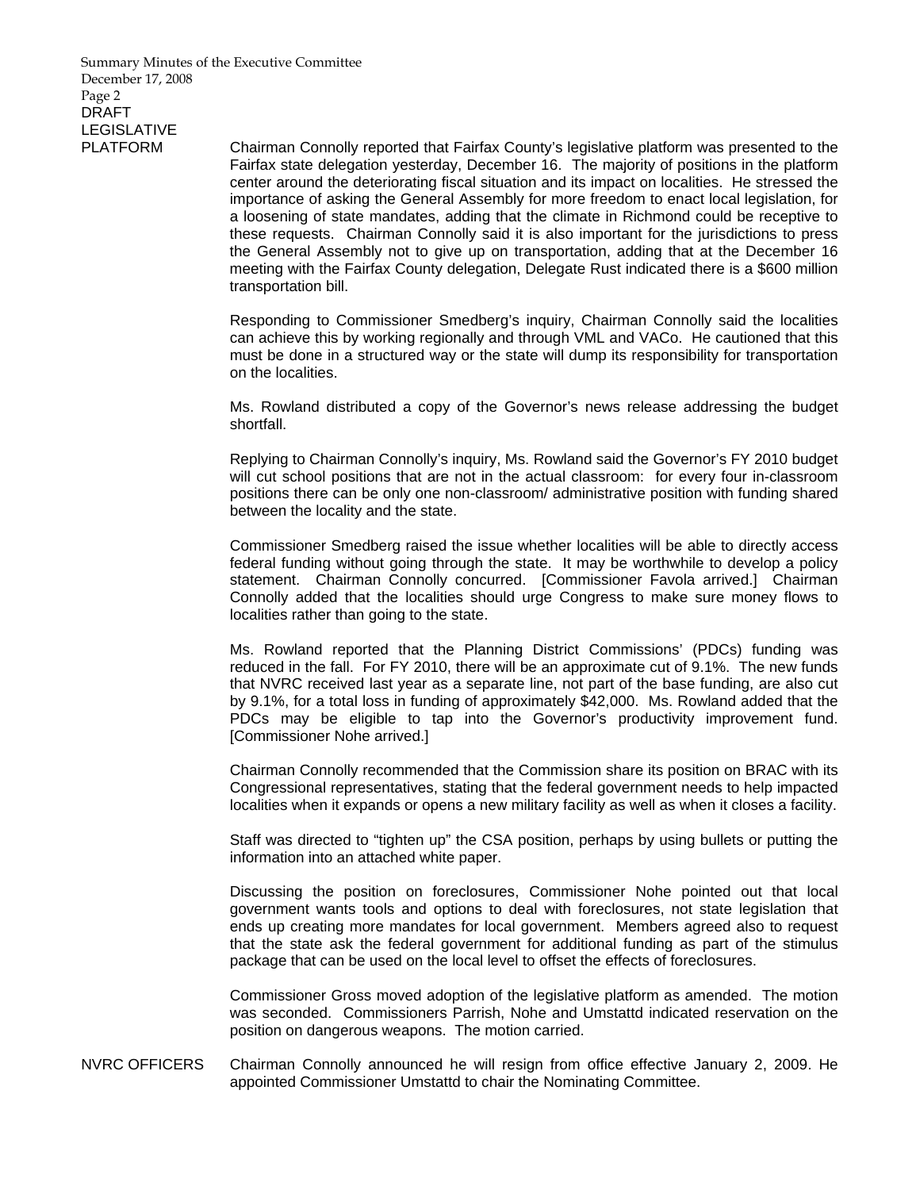**DRAFT LEGISLATIVE PLATFORM**

Chairman Connolly reported that Fairfax County's legislative platform was presented to the Fairfax state delegation yesterday, December 16. The majority of positions in the platform center around the deteriorating fiscal situation and its impact on localities. He stressed the importance of asking the General Assembly for more freedom to enact local legislation, for a loosening of state mandates, adding that the climate in Richmond could be receptive to these requests. Chairman Connolly said it is also important for the jurisdictions to press the General Assembly not to give up on transportation, adding that at the December 16 meeting with the Fairfax County delegation, Delegate Rust indicated there is a $600 million transportation bill.

Responding to Commissioner Smedberg's inquiry, Chairman Connolly said the localities can achieve this by working regionally and through VML and VACo. He cautioned that this must be done in a structured way or the state will dump its responsibility for transportation on the localities.

Ms. Rowland distributed a copy of the Governor's news release addressing the budget shortfall.

Replying to Chairman Connolly's inquiry, Ms. Rowland said the Governor's FY 2010 budget will cut school positions that are not in the actual classroom: for every four in-classroom positions there can be only one non-classroom/ administrative position with funding shared between the locality and the state.

Commissioner Smedberg raised the issue whether localities will be able to directly access federal funding without going through the state. It may be worthwhile to develop a policy statement. Chairman Connolly concurred. [Commissioner Favola arrived.] Chairman Connolly added that the localities should urge Congress to make sure money flows to localities rather than going to the state.

Ms. Rowland reported that the Planning District Commissions' (PDCs) funding was reduced in the fall. For FY 2010, there will be an approximate cut of 9.1%. The new funds that NVRC received last year as a separate line, not part of the base funding, are also cut by 9.1%, for a total loss in funding of approximately $42,000. Ms. Rowland added that the PDCs may be eligible to tap into the Governor's productivity improvement fund. [Commissioner Nohe arrived.]

Chairman Connolly recommended that the Commission share its position on BRAC with its Congressional representatives, stating that the federal government needs to help impacted localities when it expands or opens a new military facility as well as when it closes a facility.

Staff was directed to "tighten up" the CSA position, perhaps by using bullets or putting the information into an attached white paper.

Discussing the position on foreclosures, Commissioner Nohe pointed out that local government wants tools and options to deal with foreclosures, not state legislation that ends up creating more mandates for local government. Members agreed also to request that the state ask the federal government for additional funding as part of the stimulus package that can be used on the local level to offset the effects of foreclosures.

Commissioner Gross moved adoption of the legislative platform as amended. The motion was seconded. Commissioners Parrish, Nohe and Umstattd indicated reservation on the position on dangerous weapons. The motion carried.

**NVRC OFFICERS**

Chairman Connolly announced he will resign from office effective January 2, 2009. He appointed Commissioner Umstattd to chair the Nominating Committee.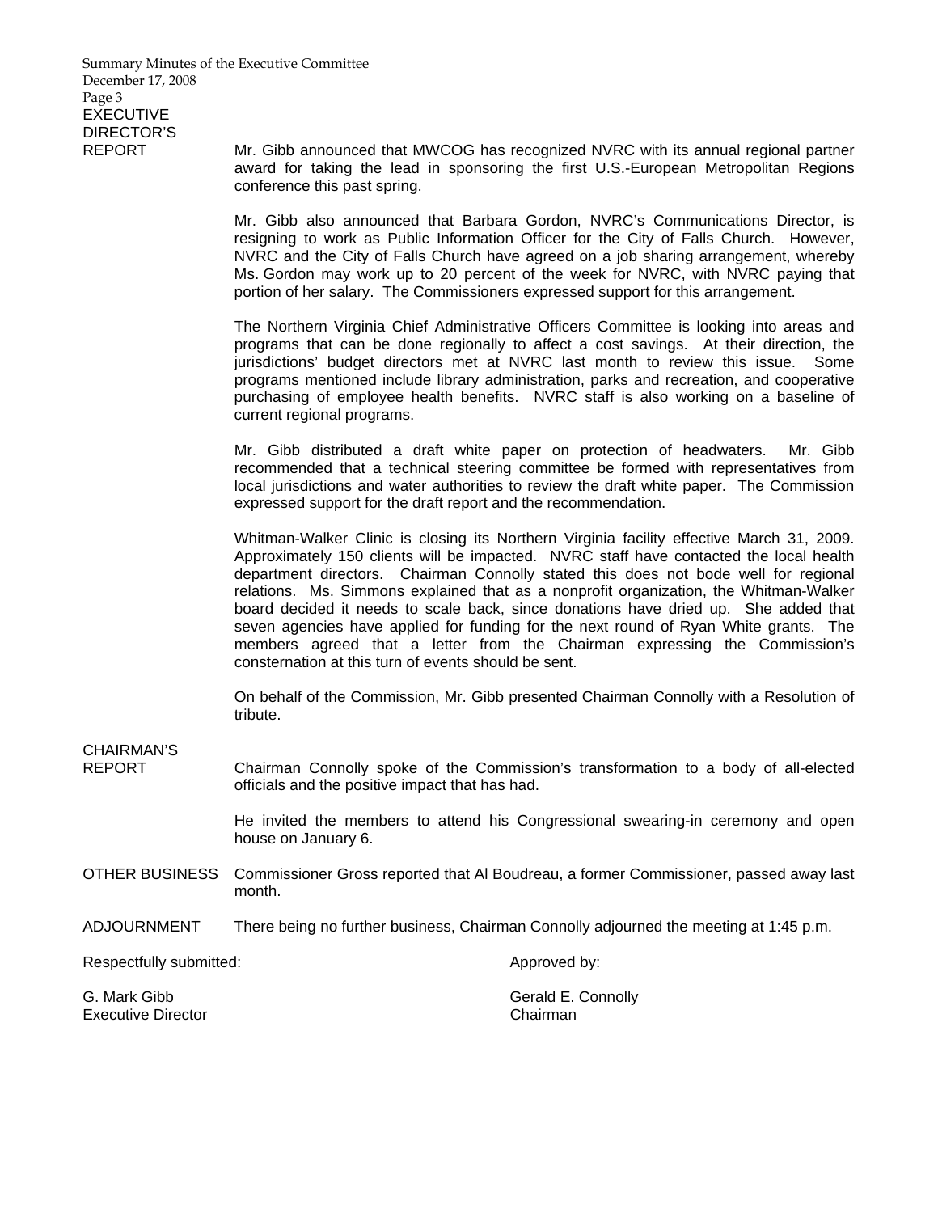**EXECUTIVE DIRECTOR'S REPORT**

Mr. Gibb announced that MWCOG has recognized NVRC with its annual regional partner award for taking the lead in sponsoring the first U.S.-European Metropolitan Regions conference this past spring.

Mr. Gibb also announced that Barbara Gordon, NVRC's Communications Director, is resigning to work as Public Information Officer for the City of Falls Church. However, NVRC and the City of Falls Church have agreed on a job sharing arrangement, whereby Ms. Gordon may work up to 20 percent of the week for NVRC, with NVRC paying that portion of her salary. The Commissioners expressed support for this arrangement.

The Northern Virginia Chief Administrative Officers Committee is looking into areas and programs that can be done regionally to affect a cost savings. At their direction, the jurisdictions' budget directors met at NVRC last month to review this issue. Some programs mentioned include library administration, parks and recreation, and cooperative purchasing of employee health benefits. NVRC staff is also working on a baseline of current regional programs.

Mr. Gibb distributed a draft white paper on protection of headwaters. Mr. Gibb recommended that a technical steering committee be formed with representatives from local jurisdictions and water authorities to review the draft white paper. The Commission expressed support for the draft report and the recommendation.

Whitman-Walker Clinic is closing its Northern Virginia facility effective March 31, 2009. Approximately 150 clients will be impacted. NVRC staff have contacted the local health department directors. Chairman Connolly stated this does not bode well for regional relations. Ms. Simmons explained that as a nonprofit organization, the Whitman-Walker board decided it needs to scale back, since donations have dried up. She added that seven agencies have applied for funding for the next round of Ryan White grants. The members agreed that a letter from the Chairman expressing the Commission's consternation at this turn of events should be sent.

On behalf of the Commission, Mr. Gibb presented Chairman Connolly with a Resolution of tribute.

**CHAIRMAN'S REPORT**

Chairman Connolly spoke of the Commission's transformation to a body of all-elected officials and the positive impact that has had.

He invited the members to attend his Congressional swearing-in ceremony and open house on January 6.

**OTHER BUSINESS**

Commissioner Gross reported that Al Boudreau, a former Commissioner, passed away last month.

**ADJOURNMENT**

There being no further business, Chairman Connolly adjourned the meeting at 1:45 p.m.

| | |
|---|---|
| Respectfully submitted: | Approved by: |
| G. Mark Gibb<br>Executive Director | Gerald E. Connolly<br>Chairman |